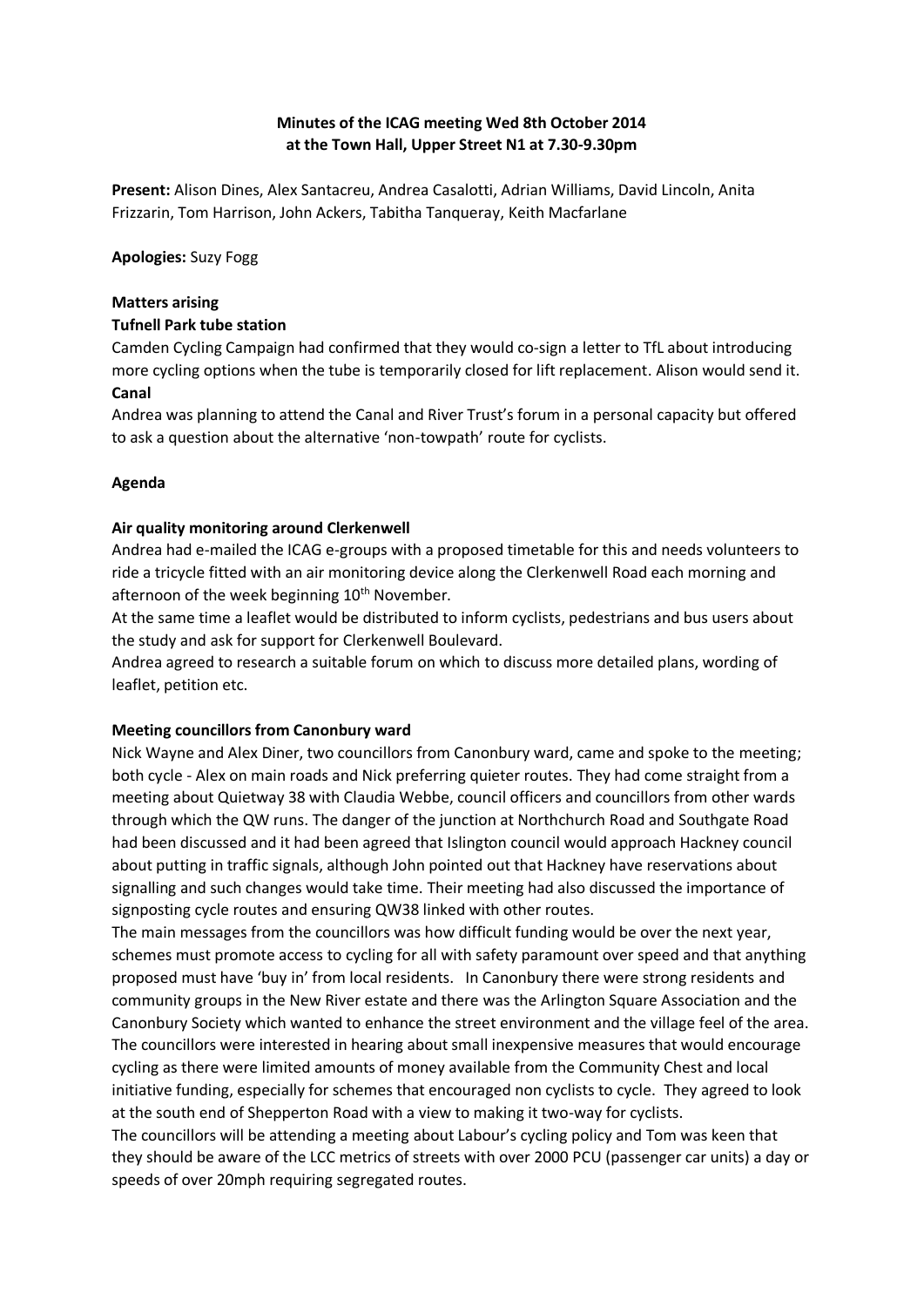**Minutes of the ICAG meeting Wed 8th October 2014**
**at the Town Hall, Upper Street N1 at 7.30-9.30pm**

**Present:** Alison Dines, Alex Santacreu, Andrea Casalotti, Adrian Williams, David Lincoln, Anita Frizzarin, Tom Harrison, John Ackers, Tabitha Tanqueray, Keith Macfarlane

**Apologies:** Suzy Fogg

**Matters arising**

**Tufnell Park tube station**

Camden Cycling Campaign had confirmed that they would co-sign a letter to TfL about introducing more cycling options when the tube is temporarily closed for lift replacement. Alison would send it.

**Canal**

Andrea was planning to attend the Canal and River Trust's forum in a personal capacity but offered to ask a question about the alternative 'non-towpath' route for cyclists.

**Agenda**

**Air quality monitoring around Clerkenwell**

Andrea had e-mailed the ICAG e-groups with a proposed timetable for this and needs volunteers to ride a tricycle fitted with an air monitoring device along the Clerkenwell Road each morning and afternoon of the week beginning 10th November.

At the same time a leaflet would be distributed to inform cyclists, pedestrians and bus users about the study and ask for support for Clerkenwell Boulevard.

Andrea agreed to research a suitable forum on which to discuss more detailed plans, wording of leaflet, petition etc.

**Meeting councillors from Canonbury ward**

Nick Wayne and Alex Diner, two councillors from Canonbury ward, came and spoke to the meeting; both cycle - Alex on main roads and Nick preferring quieter routes. They had come straight from a meeting about Quietway 38 with Claudia Webbe, council officers and councillors from other wards through which the QW runs. The danger of the junction at Northchurch Road and Southgate Road had been discussed and it had been agreed that Islington council would approach Hackney council about putting in traffic signals, although John pointed out that Hackney have reservations about signalling and such changes would take time. Their meeting had also discussed the importance of signposting cycle routes and ensuring QW38 linked with other routes.

The main messages from the councillors was how difficult funding would be over the next year, schemes must promote access to cycling for all with safety paramount over speed and that anything proposed must have 'buy in' from local residents. In Canonbury there were strong residents and community groups in the New River estate and there was the Arlington Square Association and the Canonbury Society which wanted to enhance the street environment and the village feel of the area. The councillors were interested in hearing about small inexpensive measures that would encourage cycling as there were limited amounts of money available from the Community Chest and local initiative funding, especially for schemes that encouraged non cyclists to cycle. They agreed to look at the south end of Shepperton Road with a view to making it two-way for cyclists.

The councillors will be attending a meeting about Labour's cycling policy and Tom was keen that they should be aware of the LCC metrics of streets with over 2000 PCU (passenger car units) a day or speeds of over 20mph requiring segregated routes.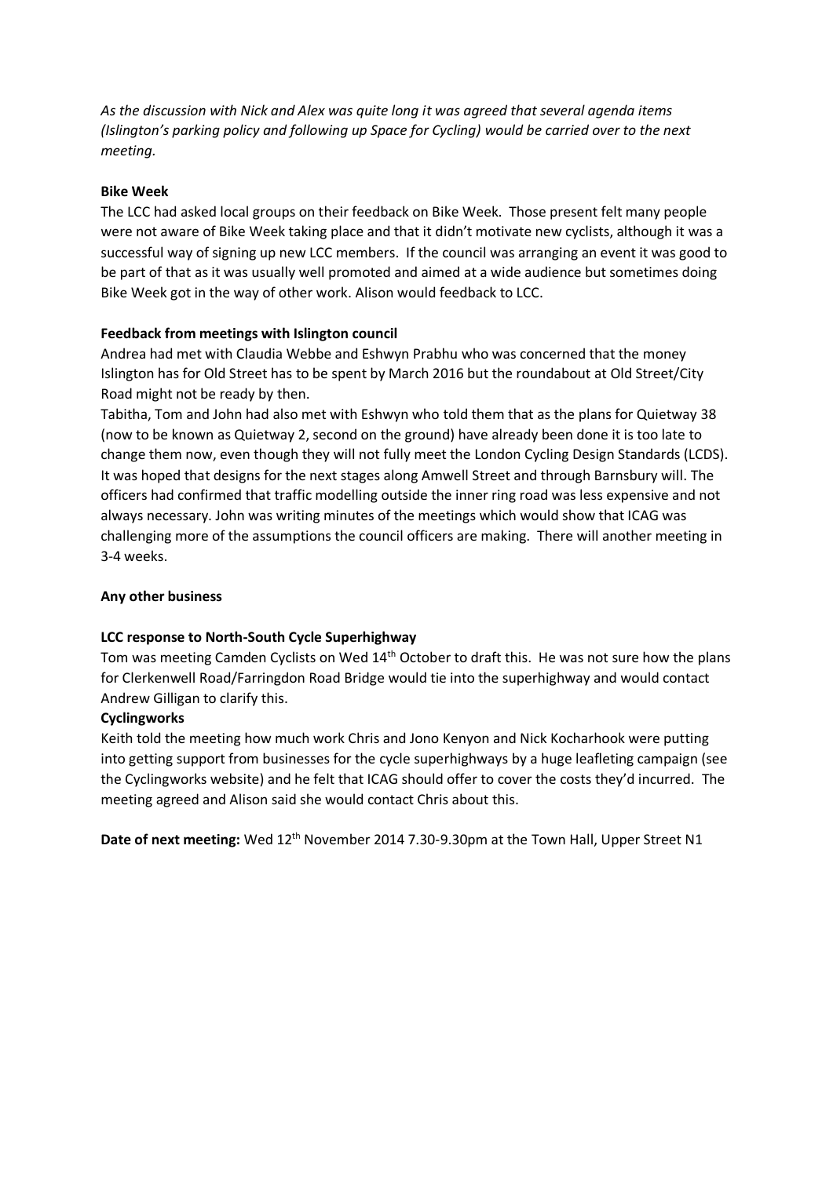*As the discussion with Nick and Alex was quite long it was agreed that several agenda items (Islington's parking policy and following up Space for Cycling) would be carried over to the next meeting.*

**Bike Week**

The LCC had asked local groups on their feedback on Bike Week. Those present felt many people were not aware of Bike Week taking place and that it didn't motivate new cyclists, although it was a successful way of signing up new LCC members. If the council was arranging an event it was good to be part of that as it was usually well promoted and aimed at a wide audience but sometimes doing Bike Week got in the way of other work. Alison would feedback to LCC.

**Feedback from meetings with Islington council**

Andrea had met with Claudia Webbe and Eshwyn Prabhu who was concerned that the money Islington has for Old Street has to be spent by March 2016 but the roundabout at Old Street/City Road might not be ready by then.

Tabitha, Tom and John had also met with Eshwyn who told them that as the plans for Quietway 38 (now to be known as Quietway 2, second on the ground) have already been done it is too late to change them now, even though they will not fully meet the London Cycling Design Standards (LCDS). It was hoped that designs for the next stages along Amwell Street and through Barnsbury will. The officers had confirmed that traffic modelling outside the inner ring road was less expensive and not always necessary. John was writing minutes of the meetings which would show that ICAG was challenging more of the assumptions the council officers are making. There will another meeting in 3-4 weeks.

**Any other business**

**LCC response to North-South Cycle Superhighway**

Tom was meeting Camden Cyclists on Wed 14th October to draft this. He was not sure how the plans for Clerkenwell Road/Farringdon Road Bridge would tie into the superhighway and would contact Andrew Gilligan to clarify this.

**Cyclingworks**

Keith told the meeting how much work Chris and Jono Kenyon and Nick Kocharhook were putting into getting support from businesses for the cycle superhighways by a huge leafleting campaign (see the Cyclingworks website) and he felt that ICAG should offer to cover the costs they'd incurred. The meeting agreed and Alison said she would contact Chris about this.

**Date of next meeting:** Wed 12th November 2014 7.30-9.30pm at the Town Hall, Upper Street N1